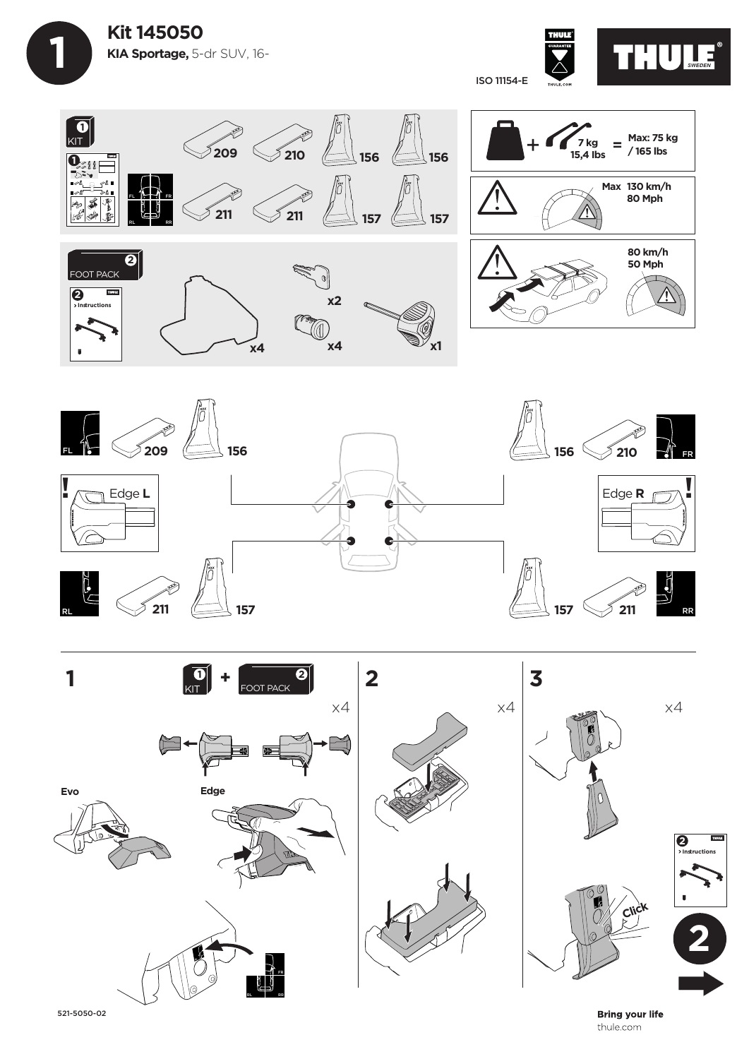# 1

## Kit 145050

**KIA Sportage,** 5-dr SUV, 16-

ISO 11154-E

THULE GUARANTEE THULE.COM

THULE SWEDEN

**1 KIT**

209 210 156 156

211 211 157 157

FL FR RL RR

**+ 7 kg 15,4 lbs = Max: 75 kg / 165 lbs**

**Max 130 km/h 80 Mph**

**80 km/h 50 Mph**

**2 FOOT PACK**

2 > Instructions

x4 x2 x4 x1

FL 209 156

156 210 FR

Edge **L**

Edge **R**

RL 211 157

157 211 RR

**1** 1 KIT + 2 FOOT PACK x4

Evo

Edge

**2** x4

**3** x4

Click

2 > Instructions

2

521-5050-02

**Bring your life**
thule.com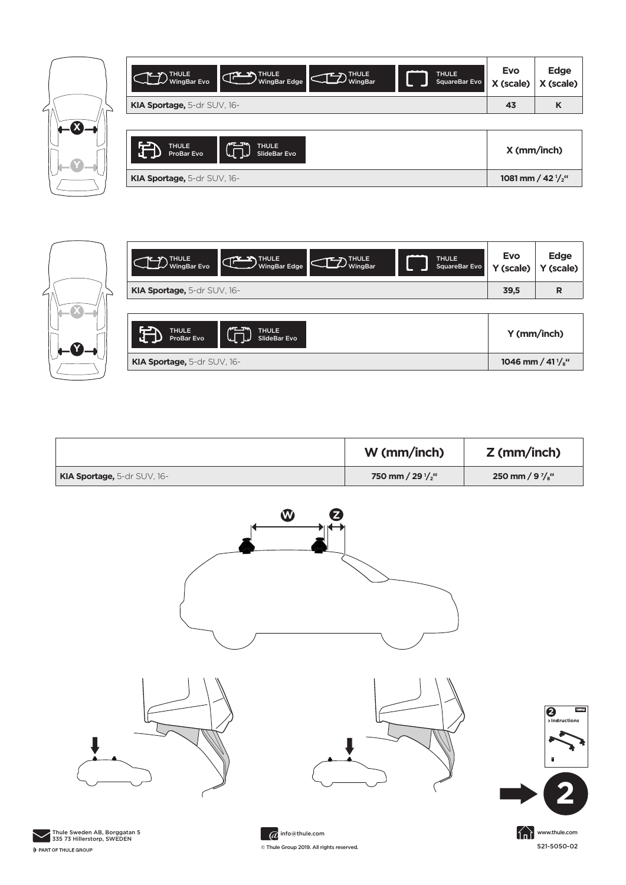| THULE WingBar Evo | THULE WingBar Edge | THULE WingBar | THULE SquareBar Evo | Evo X (scale) | Edge X (scale) |
|---|---|---|---|---|---|
| **KIA Sportage,** 5-dr SUV, 16- | | | | 43 | K |

| THULE ProBar Evo | THULE SlideBar Evo | X (mm/inch) |
|---|---|---|
| **KIA Sportage,** 5-dr SUV, 16- | | 1081 mm / 42 $^1/_2$" |

| THULE WingBar Evo | THULE WingBar Edge | THULE WingBar | THULE SquareBar Evo | Evo Y (scale) | Edge Y (scale) |
|---|---|---|---|---|---|
| **KIA Sportage,** 5-dr SUV, 16- | | | | 39,5 | R |

| THULE ProBar Evo | THULE SlideBar Evo | Y (mm/inch) |
|---|---|---|
| **KIA Sportage,** 5-dr SUV, 16- | | 1046 mm / 41 $^1/_8$" |

| | W (mm/inch) | Z (mm/inch) |
|---|---|---|
| **KIA Sportage,** 5-dr SUV, 16- | 750 mm / 29 $^1/_2$" | 250 mm / 9 $^7/_8$" |

W

Z

2 > Instructions

2

Thule Sweden AB, Borggatan 5
335 73 Hillerstorp, SWEDEN

» PART OF THULE GROUP

info@thule.com

© Thule Group 2019. All rights reserved.

www.thule.com

521-5050-02